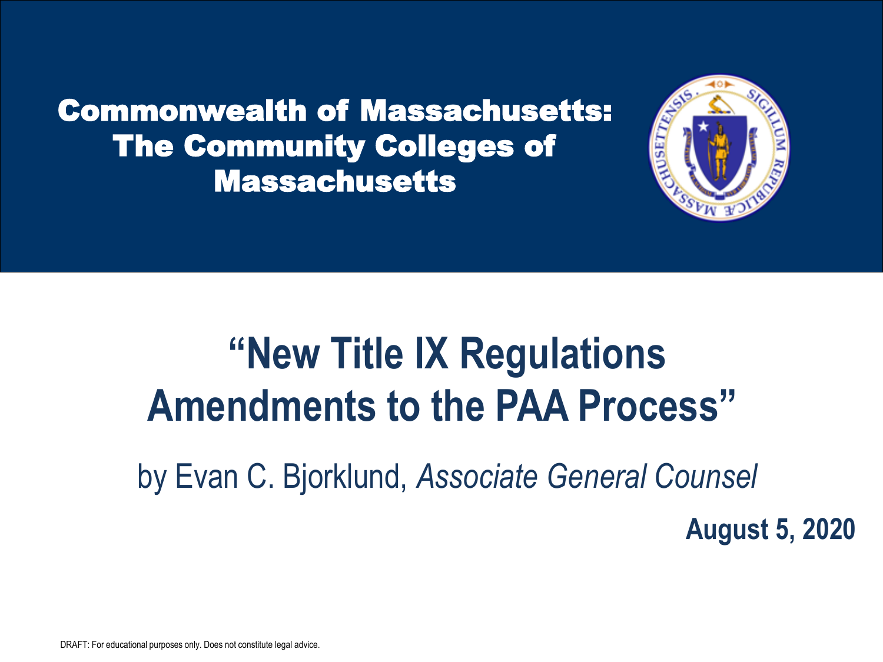# Commonwealth of Massachusetts: The Community Colleges of Massachusetts

# "New Title IX Regulations Amendments to the PAA Process"

by Evan C. Bjorklund, *Associate General Counsel*

**August 5, 2020**

DRAFT: For educational purposes only. Does not constitute legal advice.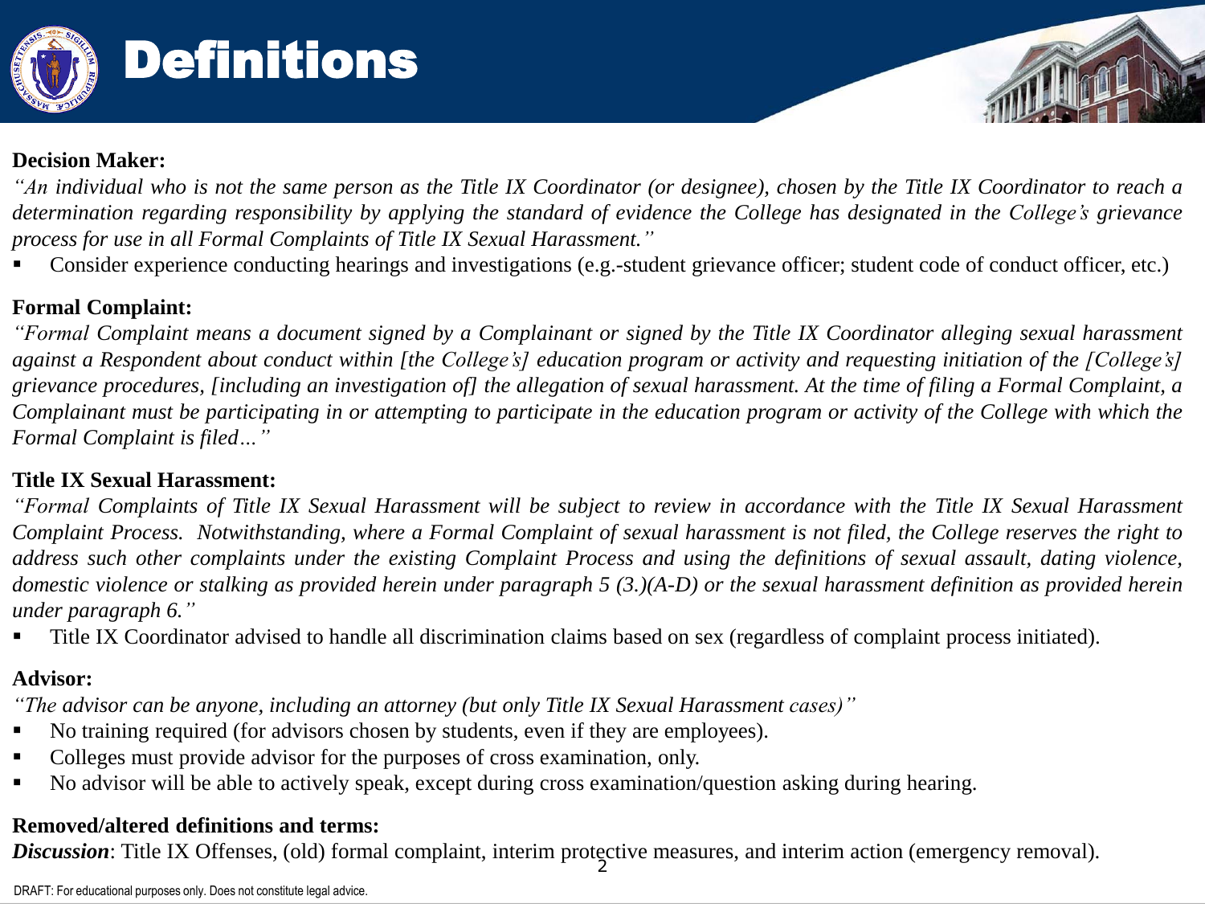# Definitions

**Decision Maker:**

*"An individual who is not the same person as the Title IX Coordinator (or designee), chosen by the Title IX Coordinator to reach a determination regarding responsibility by applying the standard of evidence the College has designated in the College's grievance process for use in all Formal Complaints of Title IX Sexual Harassment."*

- Consider experience conducting hearings and investigations (e.g.-student grievance officer; student code of conduct officer, etc.)

**Formal Complaint:**

*"Formal Complaint means a document signed by a Complainant or signed by the Title IX Coordinator alleging sexual harassment against a Respondent about conduct within [the College's] education program or activity and requesting initiation of the [College's] grievance procedures, [including an investigation of] the allegation of sexual harassment. At the time of filing a Formal Complaint, a Complainant must be participating in or attempting to participate in the education program or activity of the College with which the Formal Complaint is filed…"*

**Title IX Sexual Harassment:**

*"Formal Complaints of Title IX Sexual Harassment will be subject to review in accordance with the Title IX Sexual Harassment Complaint Process. Notwithstanding, where a Formal Complaint of sexual harassment is not filed, the College reserves the right to address such other complaints under the existing Complaint Process and using the definitions of sexual assault, dating violence, domestic violence or stalking as provided herein under paragraph 5 (3.)(A-D) or the sexual harassment definition as provided herein under paragraph 6."*

- Title IX Coordinator advised to handle all discrimination claims based on sex (regardless of complaint process initiated).

**Advisor:**

*"The advisor can be anyone, including an attorney (but only Title IX Sexual Harassment cases)"*

- No training required (for advisors chosen by students, even if they are employees).
- Colleges must provide advisor for the purposes of cross examination, only.
- No advisor will be able to actively speak, except during cross examination/question asking during hearing.

**Removed/altered definitions and terms:**

***Discussion***: Title IX Offenses, (old) formal complaint, interim protective measures, and interim action (emergency removal).

DRAFT: For educational purposes only. Does not constitute legal advice.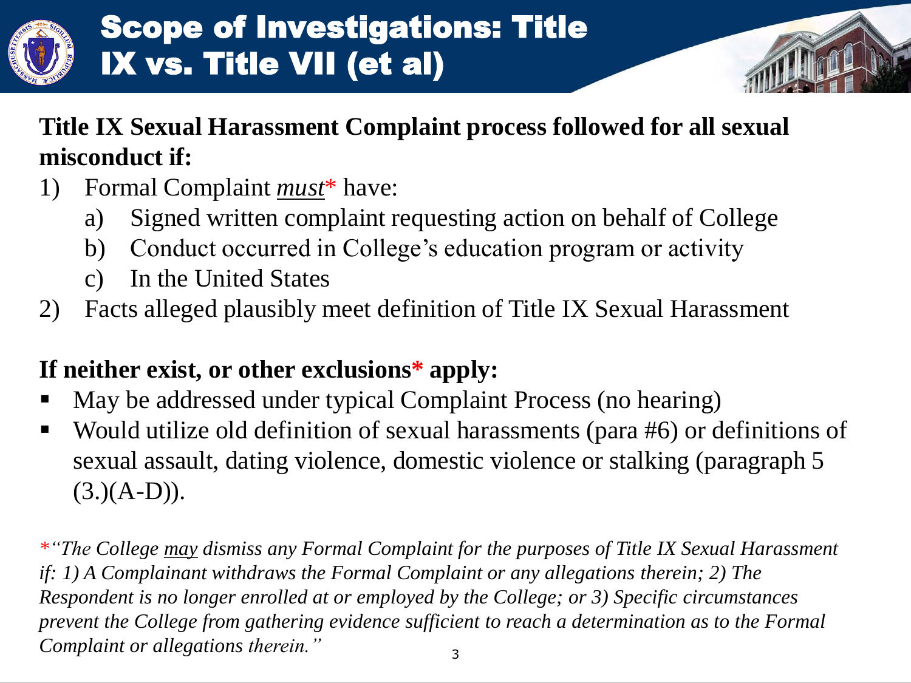# Scope of Investigations: Title IX vs. Title VII (et al)

**Title IX Sexual Harassment Complaint process followed for all sexual misconduct if:**

1) Formal Complaint ***must**** have:
   a) Signed written complaint requesting action on behalf of College
   b) Conduct occurred in College's education program or activity
   c) In the United States
2) Facts alleged plausibly meet definition of Title IX Sexual Harassment

**If neither exist, or other exclusions* apply:**

- May be addressed under typical Complaint Process (no hearing)
- Would utilize old definition of sexual harassments (para #6) or definitions of sexual assault, dating violence, domestic violence or stalking (paragraph 5 (3.)(A-D)).

*\*"The College **may** dismiss any Formal Complaint for the purposes of Title IX Sexual Harassment if: 1) A Complainant withdraws the Formal Complaint or any allegations therein; 2) The Respondent is no longer enrolled at or employed by the College; or 3) Specific circumstances prevent the College from gathering evidence sufficient to reach a determination as to the Formal Complaint or allegations therein."*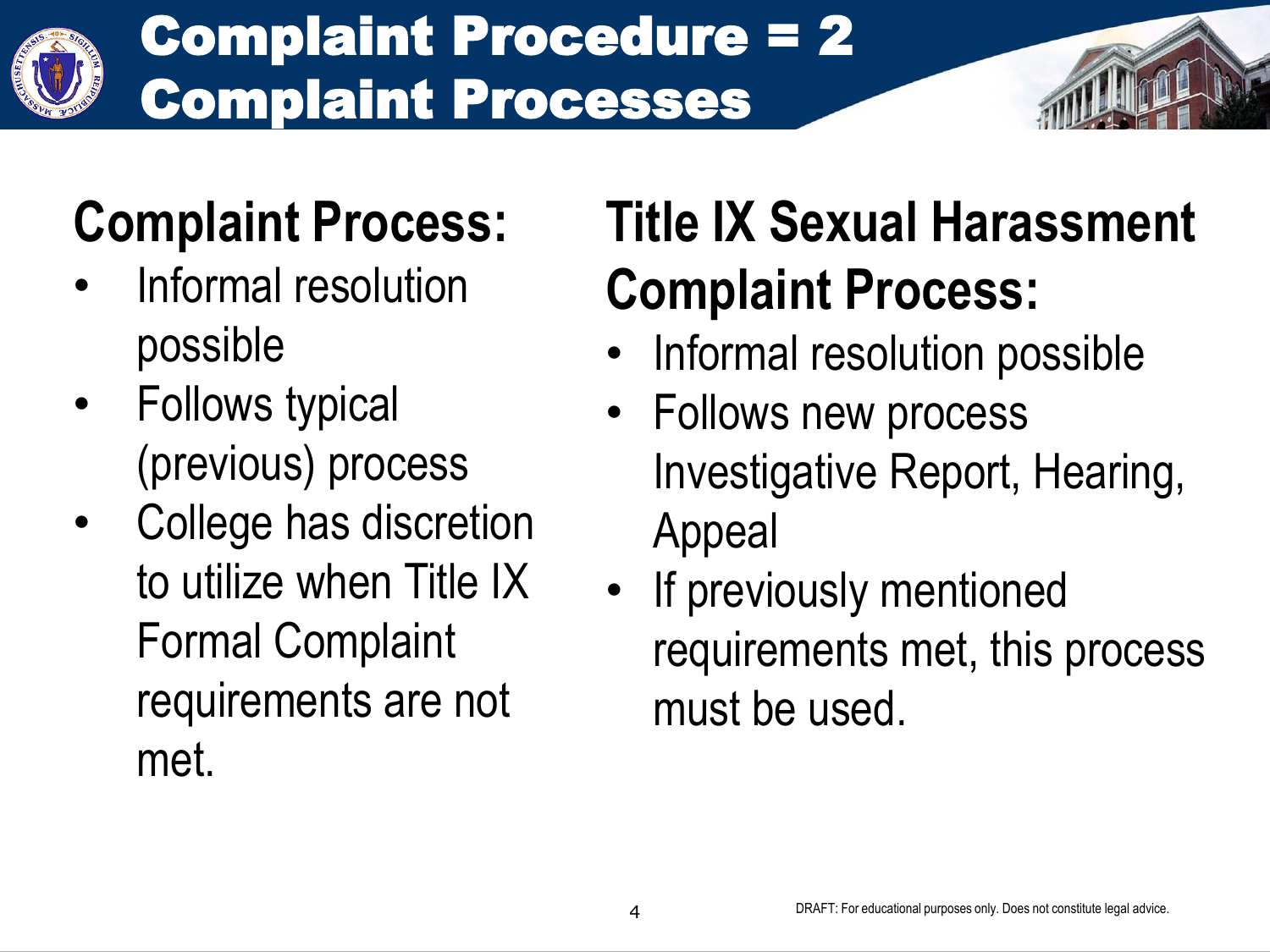# Complaint Procedure = 2 Complaint Processes

## Complaint Process:

- Informal resolution possible
- Follows typical (previous) process
- College has discretion to utilize when Title IX Formal Complaint requirements are not met.

## Title IX Sexual Harassment Complaint Process:

- Informal resolution possible
- Follows new process Investigative Report, Hearing, Appeal
- If previously mentioned requirements met, this process must be used.

DRAFT: For educational purposes only. Does not constitute legal advice.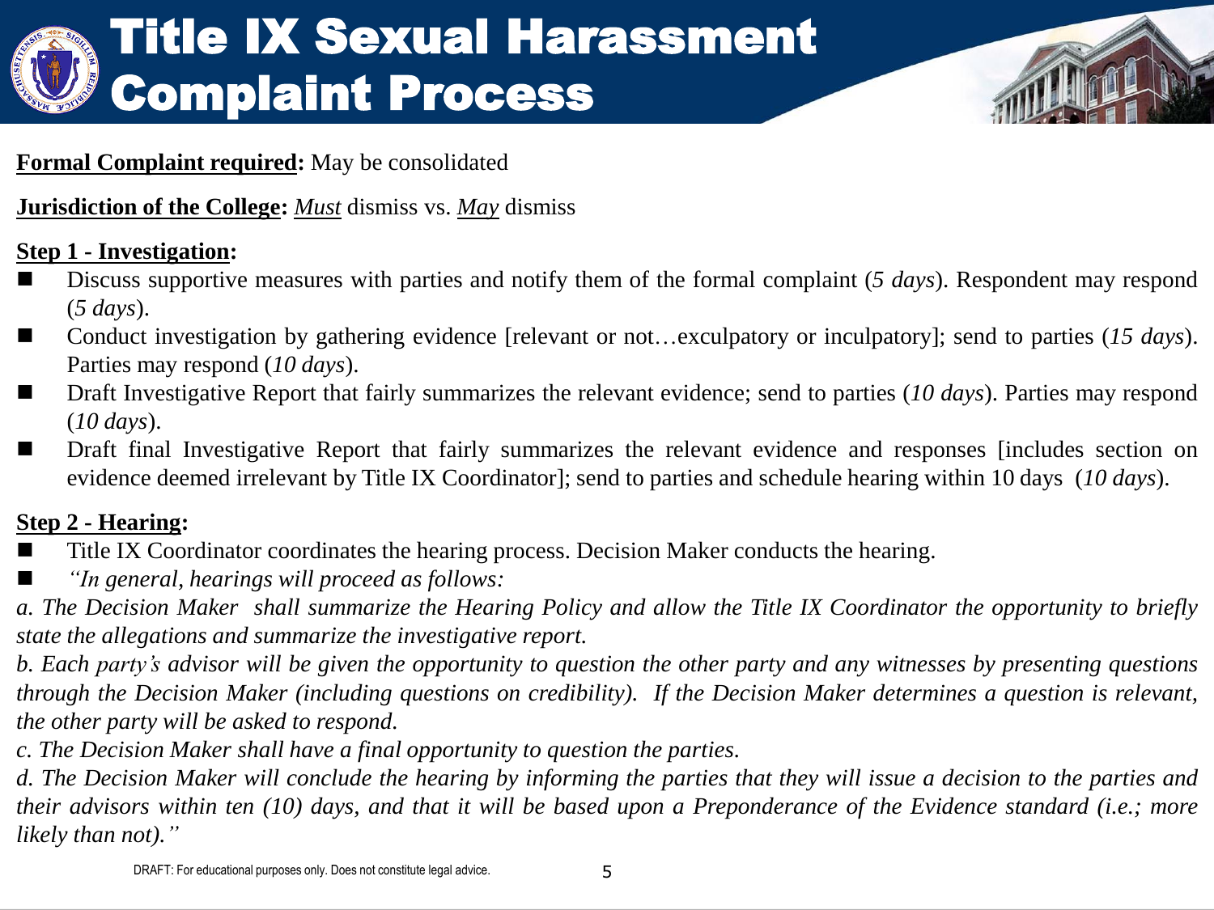# Title IX Sexual Harassment Complaint Process

**<u>Formal Complaint required</u>:** May be consolidated

**<u>Jurisdiction of the College</u>:** *<u>Must</u>* dismiss vs. *<u>May</u>* dismiss

**<u>Step 1 - Investigation</u>:**

- Discuss supportive measures with parties and notify them of the formal complaint (*5 days*). Respondent may respond (*5 days*).
- Conduct investigation by gathering evidence [relevant or not…exculpatory or inculpatory]; send to parties (*15 days*). Parties may respond (*10 days*).
- Draft Investigative Report that fairly summarizes the relevant evidence; send to parties (*10 days*). Parties may respond (*10 days*).
- Draft final Investigative Report that fairly summarizes the relevant evidence and responses [includes section on evidence deemed irrelevant by Title IX Coordinator]; send to parties and schedule hearing within 10 days (*10 days*).

**<u>Step 2 - Hearing</u>:**

- Title IX Coordinator coordinates the hearing process. Decision Maker conducts the hearing.
- *"In general, hearings will proceed as follows:*

*a. The Decision Maker shall summarize the Hearing Policy and allow the Title IX Coordinator the opportunity to briefly state the allegations and summarize the investigative report.*

*b. Each party's advisor will be given the opportunity to question the other party and any witnesses by presenting questions through the Decision Maker (including questions on credibility). If the Decision Maker determines a question is relevant, the other party will be asked to respond.*

*c. The Decision Maker shall have a final opportunity to question the parties.*

*d. The Decision Maker will conclude the hearing by informing the parties that they will issue a decision to the parties and their advisors within ten (10) days, and that it will be based upon a Preponderance of the Evidence standard (i.e.; more likely than not)."*

DRAFT: For educational purposes only. Does not constitute legal advice.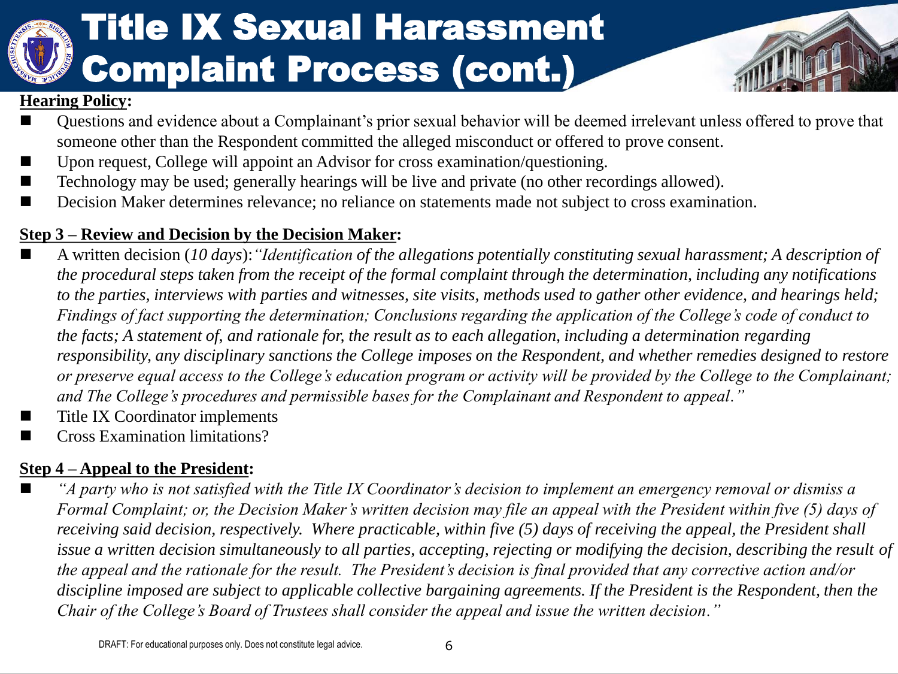# Title IX Sexual Harassment Complaint Process (cont.)

**Hearing Policy:**

- Questions and evidence about a Complainant's prior sexual behavior will be deemed irrelevant unless offered to prove that someone other than the Respondent committed the alleged misconduct or offered to prove consent.
- Upon request, College will appoint an Advisor for cross examination/questioning.
- Technology may be used; generally hearings will be live and private (no other recordings allowed).
- Decision Maker determines relevance; no reliance on statements made not subject to cross examination.

**Step 3 – Review and Decision by the Decision Maker:**

- A written decision (*10 days*): *"Identification of the allegations potentially constituting sexual harassment; A description of the procedural steps taken from the receipt of the formal complaint through the determination, including any notifications to the parties, interviews with parties and witnesses, site visits, methods used to gather other evidence, and hearings held; Findings of fact supporting the determination; Conclusions regarding the application of the College's code of conduct to the facts; A statement of, and rationale for, the result as to each allegation, including a determination regarding responsibility, any disciplinary sanctions the College imposes on the Respondent, and whether remedies designed to restore or preserve equal access to the College's education program or activity will be provided by the College to the Complainant; and The College's procedures and permissible bases for the Complainant and Respondent to appeal."*
- Title IX Coordinator implements
- Cross Examination limitations?

**Step 4 – Appeal to the President:**

- *"A party who is not satisfied with the Title IX Coordinator's decision to implement an emergency removal or dismiss a Formal Complaint; or, the Decision Maker's written decision may file an appeal with the President within five (5) days of receiving said decision, respectively. Where practicable, within five (5) days of receiving the appeal, the President shall issue a written decision simultaneously to all parties, accepting, rejecting or modifying the decision, describing the result of the appeal and the rationale for the result. The President's decision is final provided that any corrective action and/or discipline imposed are subject to applicable collective bargaining agreements. If the President is the Respondent, then the Chair of the College's Board of Trustees shall consider the appeal and issue the written decision."*

DRAFT: For educational purposes only. Does not constitute legal advice.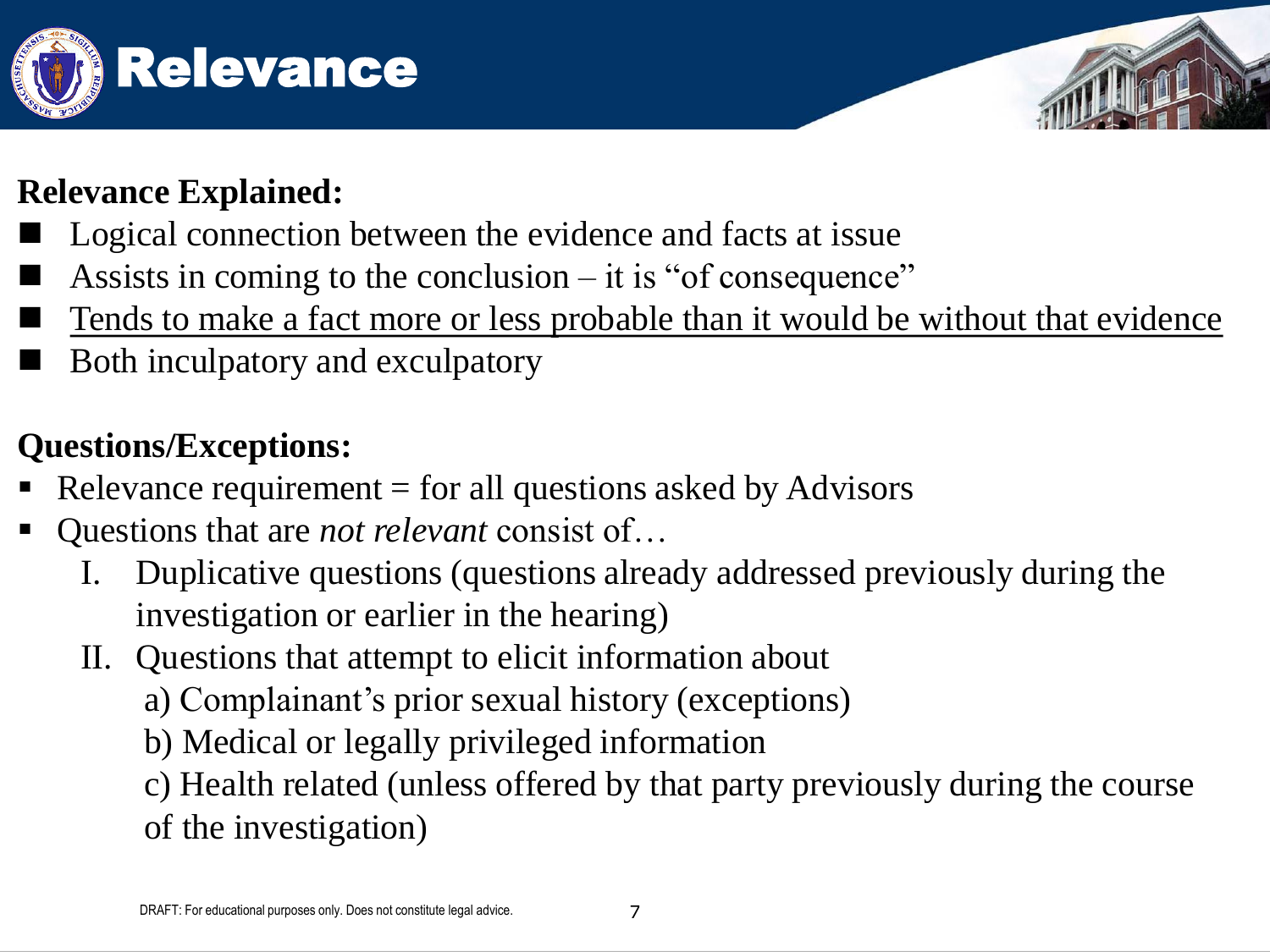# Relevance

**Relevance Explained:**

- Logical connection between the evidence and facts at issue
- Assists in coming to the conclusion – it is "of consequence"
- Tends to make a fact more or less probable than it would be without that evidence
- Both inculpatory and exculpatory

**Questions/Exceptions:**

- Relevance requirement = for all questions asked by Advisors
- Questions that are *not relevant* consist of…
  - I. Duplicative questions (questions already addressed previously during the investigation or earlier in the hearing)
  - II. Questions that attempt to elicit information about
    - a) Complainant's prior sexual history (exceptions)
    - b) Medical or legally privileged information
    - c) Health related (unless offered by that party previously during the course of the investigation)

DRAFT: For educational purposes only. Does not constitute legal advice.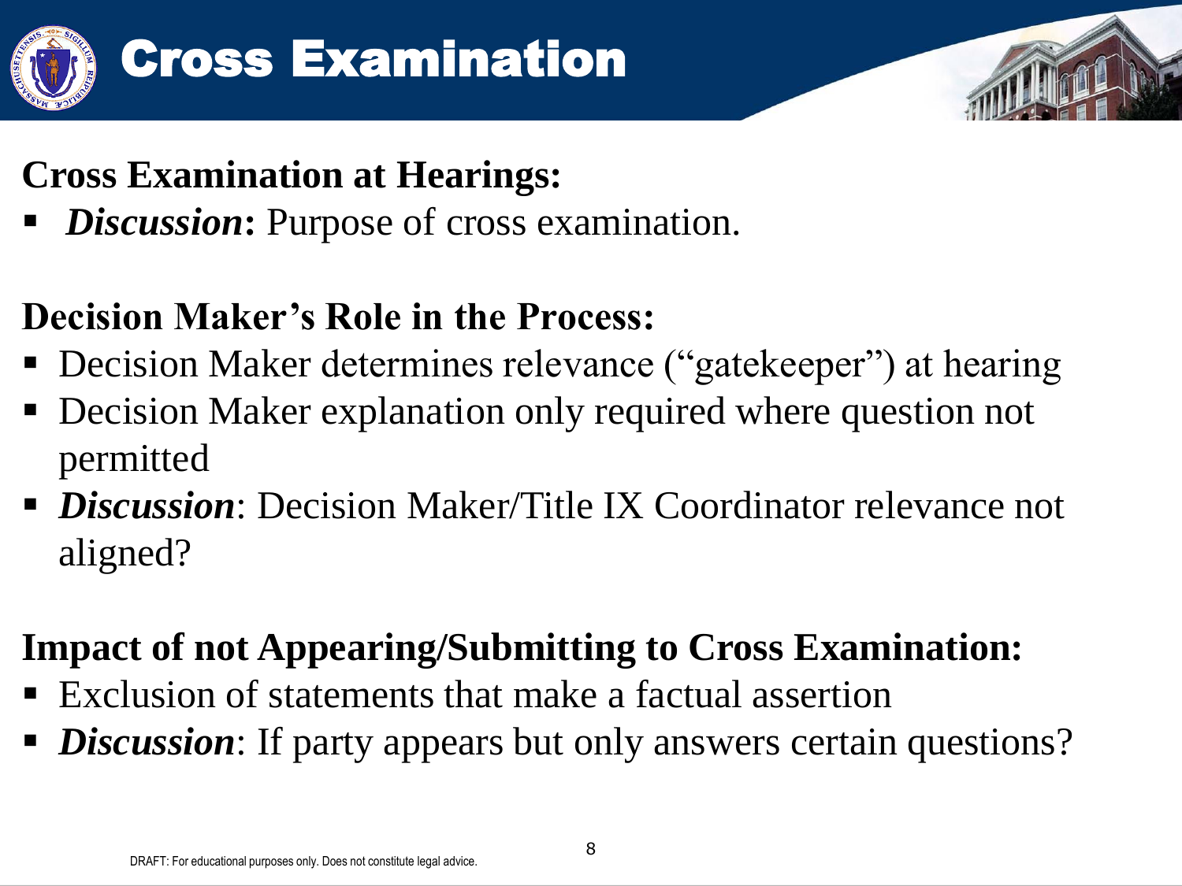# Cross Examination

**Cross Examination at Hearings:**

- ***Discussion*****:** Purpose of cross examination.

**Decision Maker's Role in the Process:**

- Decision Maker determines relevance ("gatekeeper") at hearing
- Decision Maker explanation only required where question not permitted
- ***Discussion***: Decision Maker/Title IX Coordinator relevance not aligned?

**Impact of not Appearing/Submitting to Cross Examination:**

- Exclusion of statements that make a factual assertion
- ***Discussion***: If party appears but only answers certain questions?

DRAFT: For educational purposes only. Does not constitute legal advice.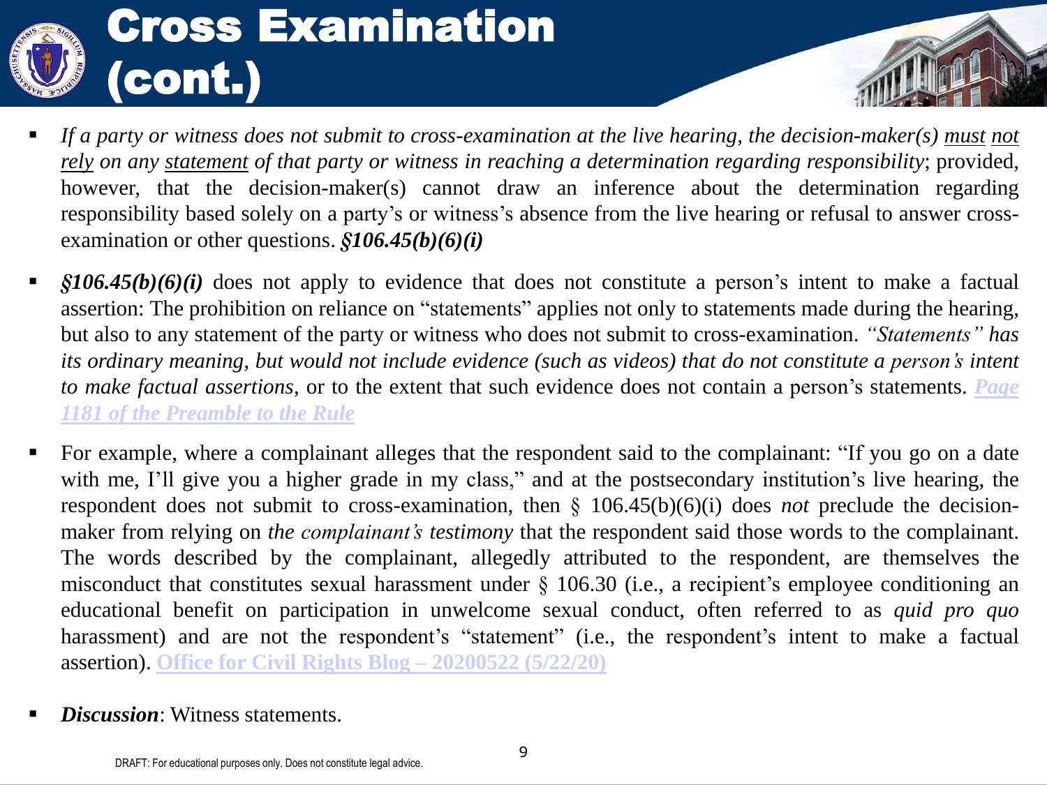# Cross Examination (cont.)

- *If a party or witness does not submit to cross-examination at the live hearing, the decision-maker(s) <u>must</u> <u>not rely</u> on any <u>statement</u> of that party or witness in reaching a determination regarding responsibility*; provided, however, that the decision-maker(s) cannot draw an inference about the determination regarding responsibility based solely on a party's or witness's absence from the live hearing or refusal to answer cross-examination or other questions. ***§106.45(b)(6)(i)***

- ***§106.45(b)(6)(i)*** does not apply to evidence that does not constitute a person's intent to make a factual assertion: The prohibition on reliance on "statements" applies not only to statements made during the hearing, but also to any statement of the party or witness who does not submit to cross-examination. *"Statements" has its ordinary meaning, but would not include evidence (such as videos) that do not constitute a person's intent to make factual assertions*, or to the extent that such evidence does not contain a person's statements. ***Page 1181 of the Preamble to the Rule***

- For example, where a complainant alleges that the respondent said to the complainant: "If you go on a date with me, I'll give you a higher grade in my class," and at the postsecondary institution's live hearing, the respondent does not submit to cross-examination, then § 106.45(b)(6)(i) does *not* preclude the decision-maker from relying on *the complainant's testimony* that the respondent said those words to the complainant. The words described by the complainant, allegedly attributed to the respondent, are themselves the misconduct that constitutes sexual harassment under § 106.30 (i.e., a recipient's employee conditioning an educational benefit on participation in unwelcome sexual conduct, often referred to as *quid pro quo* harassment) and are not the respondent's "statement" (i.e., the respondent's intent to make a factual assertion). **Office for Civil Rights Blog – 20200522 (5/22/20)**

- ***Discussion***: Witness statements.

DRAFT: For educational purposes only. Does not constitute legal advice.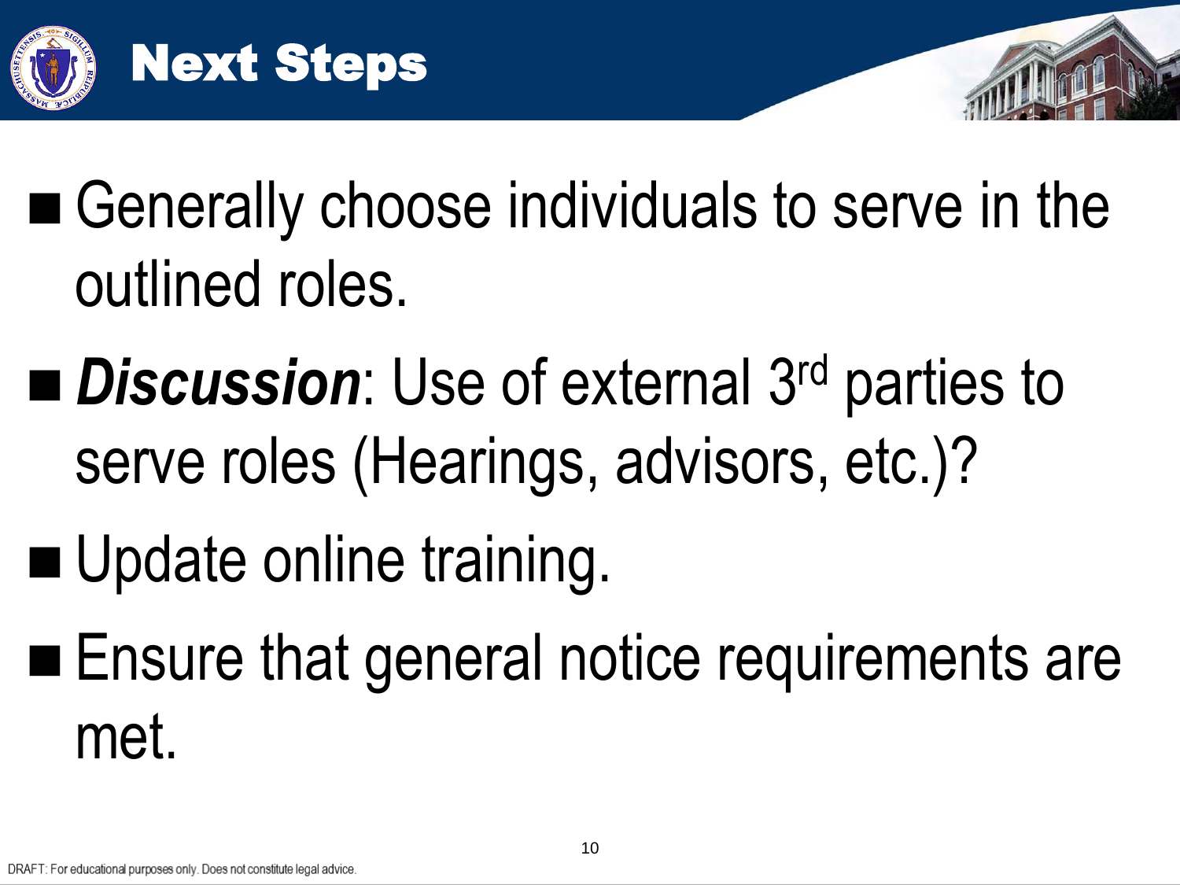# Next Steps

- Generally choose individuals to serve in the outlined roles.
- ***Discussion***: Use of external 3rd parties to serve roles (Hearings, advisors, etc.)?
- Update online training.
- Ensure that general notice requirements are met.

DRAFT: For educational purposes only. Does not constitute legal advice.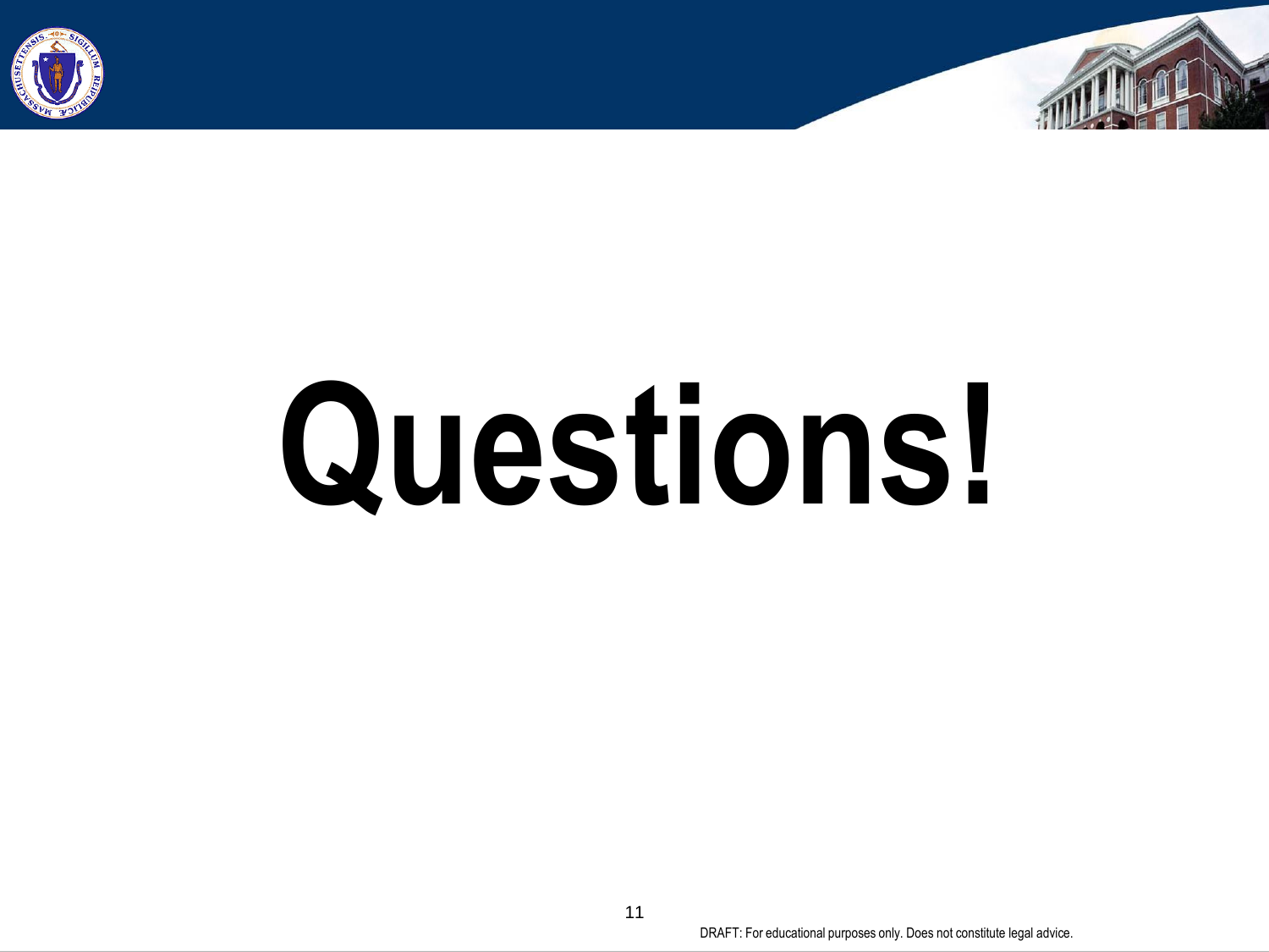# Questions!

DRAFT: For educational purposes only. Does not constitute legal advice.